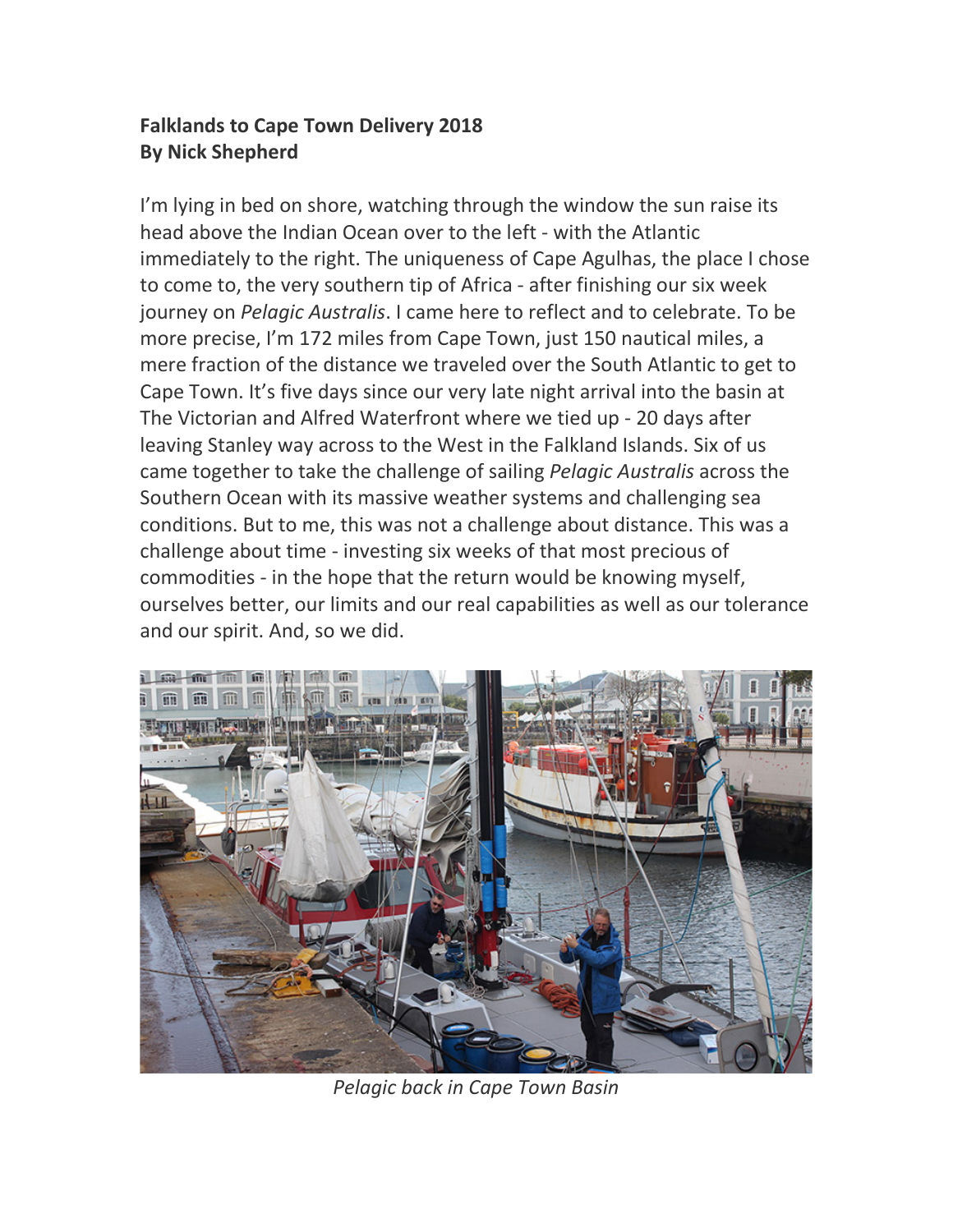**Falklands to Cape Town Delivery 2018**
**By Nick Shepherd**

I'm lying in bed on shore, watching through the window the sun raise its head above the Indian Ocean over to the left - with the Atlantic immediately to the right. The uniqueness of Cape Agulhas, the place I chose to come to, the very southern tip of Africa - after finishing our six week journey on *Pelagic Australis*. I came here to reflect and to celebrate. To be more precise, I'm 172 miles from Cape Town, just 150 nautical miles, a mere fraction of the distance we traveled over the South Atlantic to get to Cape Town. It's five days since our very late night arrival into the basin at The Victorian and Alfred Waterfront where we tied up - 20 days after leaving Stanley way across to the West in the Falkland Islands. Six of us came together to take the challenge of sailing *Pelagic Australis* across the Southern Ocean with its massive weather systems and challenging sea conditions. But to me, this was not a challenge about distance. This was a challenge about time - investing six weeks of that most precious of commodities - in the hope that the return would be knowing myself, ourselves better, our limits and our real capabilities as well as our tolerance and our spirit. And, so we did.

*Pelagic back in Cape Town Basin*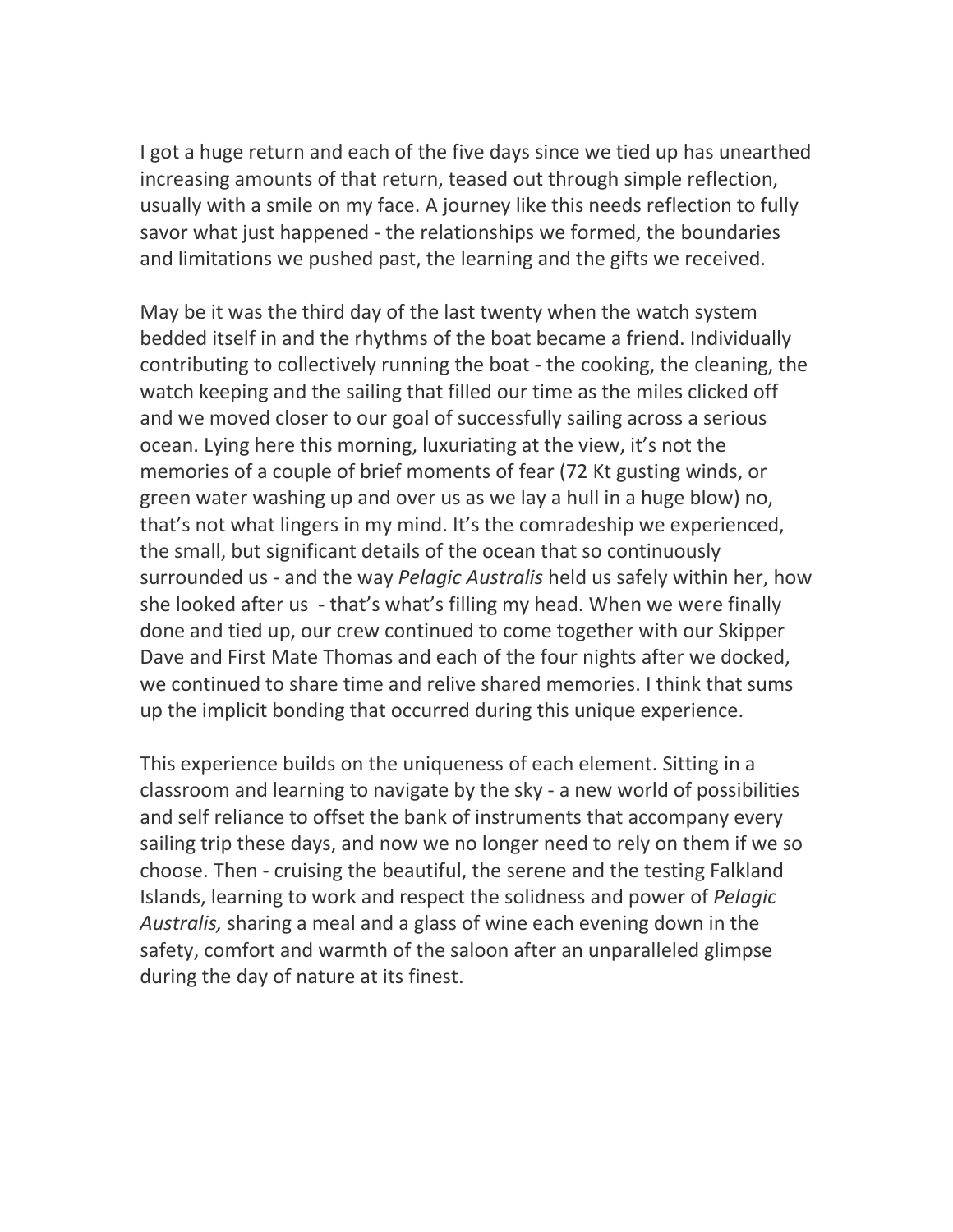I got a huge return and each of the five days since we tied up has unearthed increasing amounts of that return, teased out through simple reflection, usually with a smile on my face. A journey like this needs reflection to fully savor what just happened - the relationships we formed, the boundaries and limitations we pushed past, the learning and the gifts we received.

May be it was the third day of the last twenty when the watch system bedded itself in and the rhythms of the boat became a friend. Individually contributing to collectively running the boat - the cooking, the cleaning, the watch keeping and the sailing that filled our time as the miles clicked off and we moved closer to our goal of successfully sailing across a serious ocean. Lying here this morning, luxuriating at the view, it's not the memories of a couple of brief moments of fear (72 Kt gusting winds, or green water washing up and over us as we lay a hull in a huge blow) no, that's not what lingers in my mind. It's the comradeship we experienced, the small, but significant details of the ocean that so continuously surrounded us - and the way *Pelagic Australis* held us safely within her, how she looked after us - that's what's filling my head. When we were finally done and tied up, our crew continued to come together with our Skipper Dave and First Mate Thomas and each of the four nights after we docked, we continued to share time and relive shared memories. I think that sums up the implicit bonding that occurred during this unique experience.

This experience builds on the uniqueness of each element. Sitting in a classroom and learning to navigate by the sky - a new world of possibilities and self reliance to offset the bank of instruments that accompany every sailing trip these days, and now we no longer need to rely on them if we so choose. Then - cruising the beautiful, the serene and the testing Falkland Islands, learning to work and respect the solidness and power of *Pelagic Australis,* sharing a meal and a glass of wine each evening down in the safety, comfort and warmth of the saloon after an unparalleled glimpse during the day of nature at its finest.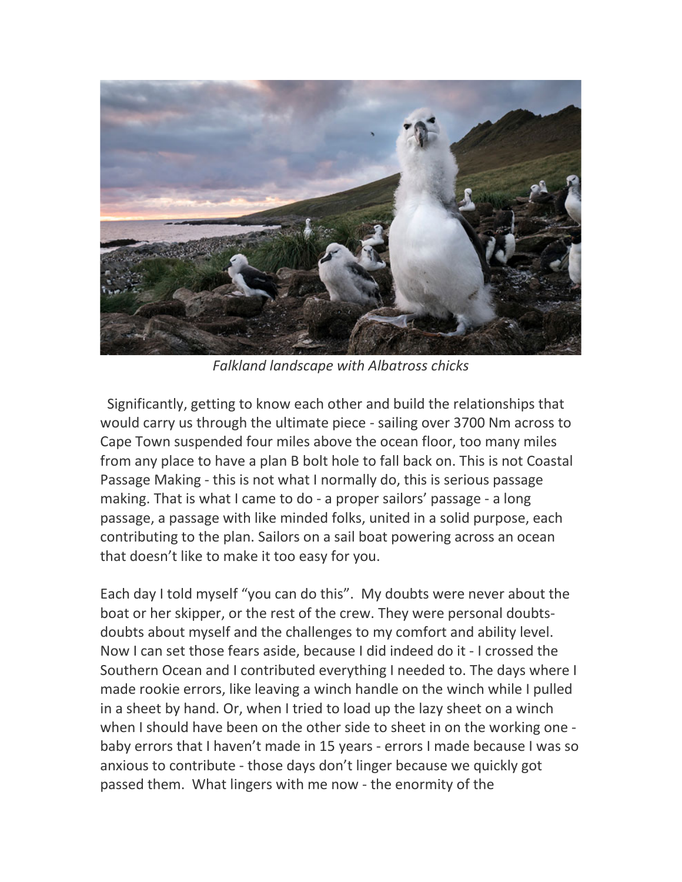*Falkland landscape with Albatross chicks*

Significantly, getting to know each other and build the relationships that would carry us through the ultimate piece - sailing over 3700 Nm across to Cape Town suspended four miles above the ocean floor, too many miles from any place to have a plan B bolt hole to fall back on. This is not Coastal Passage Making - this is not what I normally do, this is serious passage making. That is what I came to do - a proper sailors' passage - a long passage, a passage with like minded folks, united in a solid purpose, each contributing to the plan. Sailors on a sail boat powering across an ocean that doesn't like to make it too easy for you.

Each day I told myself "you can do this". My doubts were never about the boat or her skipper, or the rest of the crew. They were personal doubts- doubts about myself and the challenges to my comfort and ability level. Now I can set those fears aside, because I did indeed do it - I crossed the Southern Ocean and I contributed everything I needed to. The days where I made rookie errors, like leaving a winch handle on the winch while I pulled in a sheet by hand. Or, when I tried to load up the lazy sheet on a winch when I should have been on the other side to sheet in on the working one - baby errors that I haven't made in 15 years - errors I made because I was so anxious to contribute - those days don't linger because we quickly got passed them. What lingers with me now - the enormity of the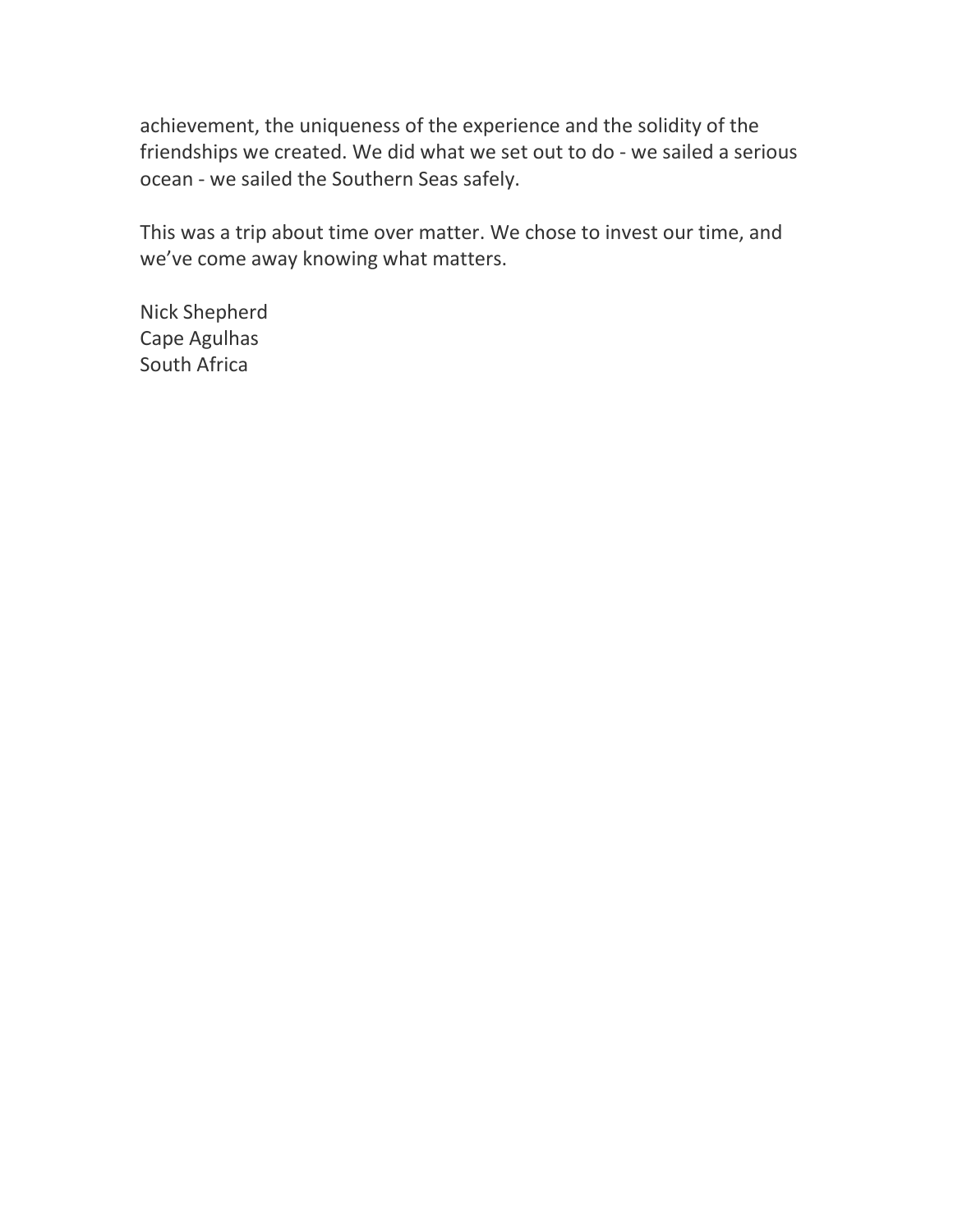achievement, the uniqueness of the experience and the solidity of the friendships we created. We did what we set out to do - we sailed a serious ocean - we sailed the Southern Seas safely.

This was a trip about time over matter. We chose to invest our time, and we've come away knowing what matters.

Nick Shepherd
Cape Agulhas
South Africa